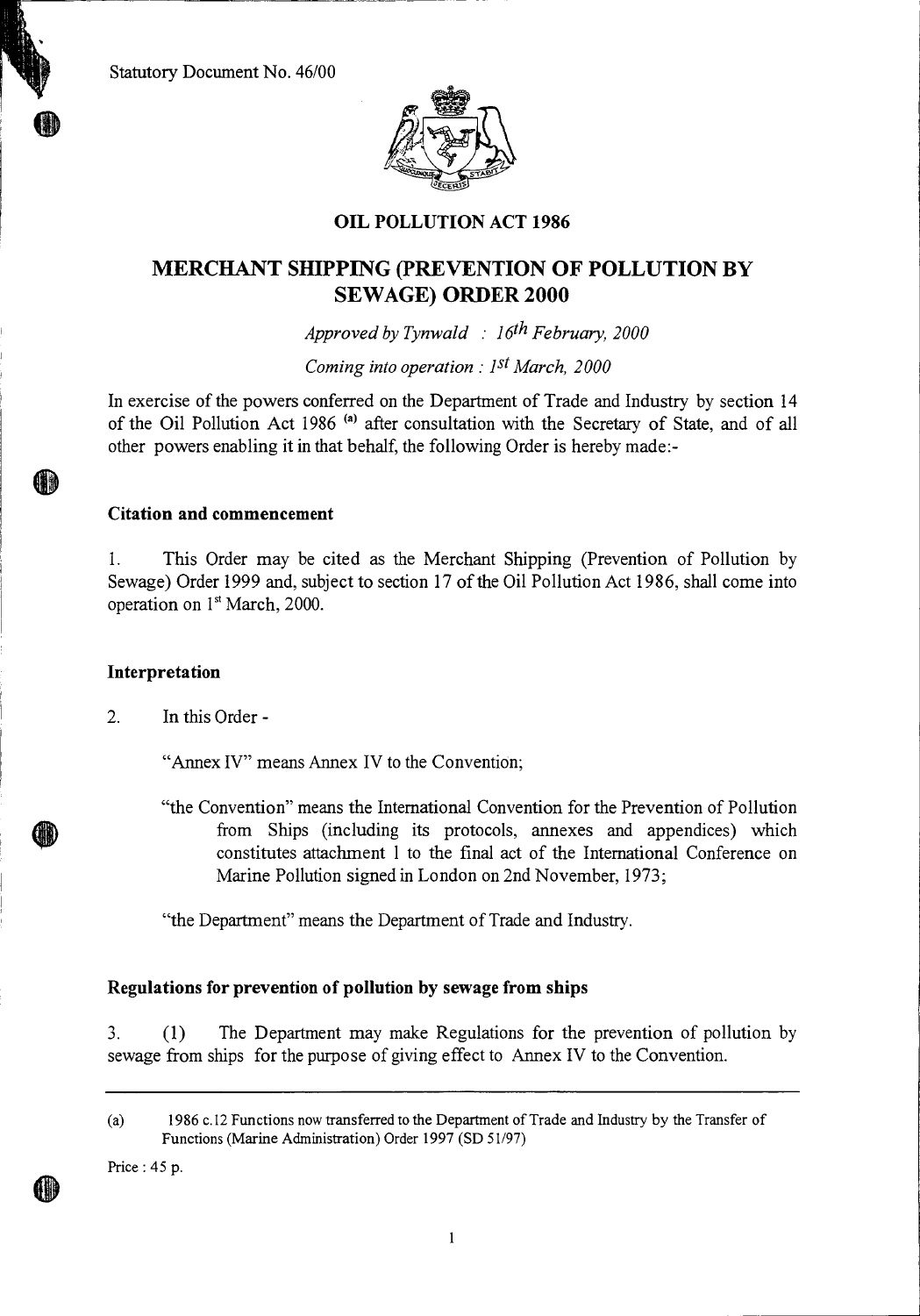Statutory Document No. 46/00

**OIL POLLUTION ACT 1986**

# MERCHANT SHIPPING (PREVENTION OF POLLUTION BY SEWAGE) ORDER 2000

*Approved by Tynwald : 16th February, 2000*

*Coming into operation : 1st March, 2000*

In exercise of the powers conferred on the Department of Trade and Industry by section 14 of the Oil Pollution Act 1986 [(a)] after consultation with the Secretary of State, and of all other powers enabling it in that behalf, the following Order is hereby made:-

### Citation and commencement

1. This Order may be cited as the Merchant Shipping (Prevention of Pollution by Sewage) Order 1999 and, subject to section 17 of the Oil Pollution Act 1986, shall come into operation on 1st March, 2000.

### Interpretation

2. In this Order -

"Annex IV" means Annex IV to the Convention;

"the Convention" means the International Convention for the Prevention of Pollution from Ships (including its protocols, annexes and appendices) which constitutes attachment 1 to the final act of the International Conference on Marine Pollution signed in London on 2nd November, 1973;

"the Department" means the Department of Trade and Industry.

### Regulations for prevention of pollution by sewage from ships

3. (1) The Department may make Regulations for the prevention of pollution by sewage from ships for the purpose of giving effect to Annex IV to the Convention.

---

(a) 1986 c.12 Functions now transferred to the Department of Trade and Industry by the Transfer of Functions (Marine Administration) Order 1997 (SD 51/97)

Price : 45 p.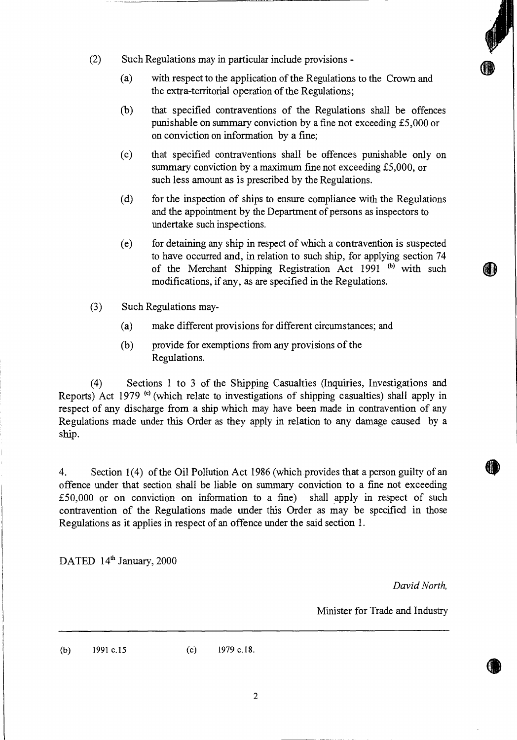(2) Such Regulations may in particular include provisions -

(a) with respect to the application of the Regulations to the Crown and the extra-territorial operation of the Regulations;

(b) that specified contraventions of the Regulations shall be offences punishable on summary conviction by a fine not exceeding £5,000 or on conviction on information by a fine;

(c) that specified contraventions shall be offences punishable only on summary conviction by a maximum fine not exceeding £5,000, or such less amount as is prescribed by the Regulations.

(d) for the inspection of ships to ensure compliance with the Regulations and the appointment by the Department of persons as inspectors to undertake such inspections.

(e) for detaining any ship in respect of which a contravention is suspected to have occurred and, in relation to such ship, for applying section 74 of the Merchant Shipping Registration Act 1991 [(b)] with such modifications, if any, as are specified in the Regulations.

(3) Such Regulations may-

(a) make different provisions for different circumstances; and

(b) provide for exemptions from any provisions of the Regulations.

(4) Sections 1 to 3 of the Shipping Casualties (Inquiries, Investigations and Reports) Act 1979 [(c)] (which relate to investigations of shipping casualties) shall apply in respect of any discharge from a ship which may have been made in contravention of any Regulations made under this Order as they apply in relation to any damage caused by a ship.

4. Section 1(4) of the Oil Pollution Act 1986 (which provides that a person guilty of an offence under that section shall be liable on summary conviction to a fine not exceeding £50,000 or on conviction on information to a fine) shall apply in respect of such contravention of the Regulations made under this Order as may be specified in those Regulations as it applies in respect of an offence under the said section 1.

DATED 14th January, 2000

*David North,*

Minister for Trade and Industry

---

(b) 1991 c.15 (c) 1979 c.18.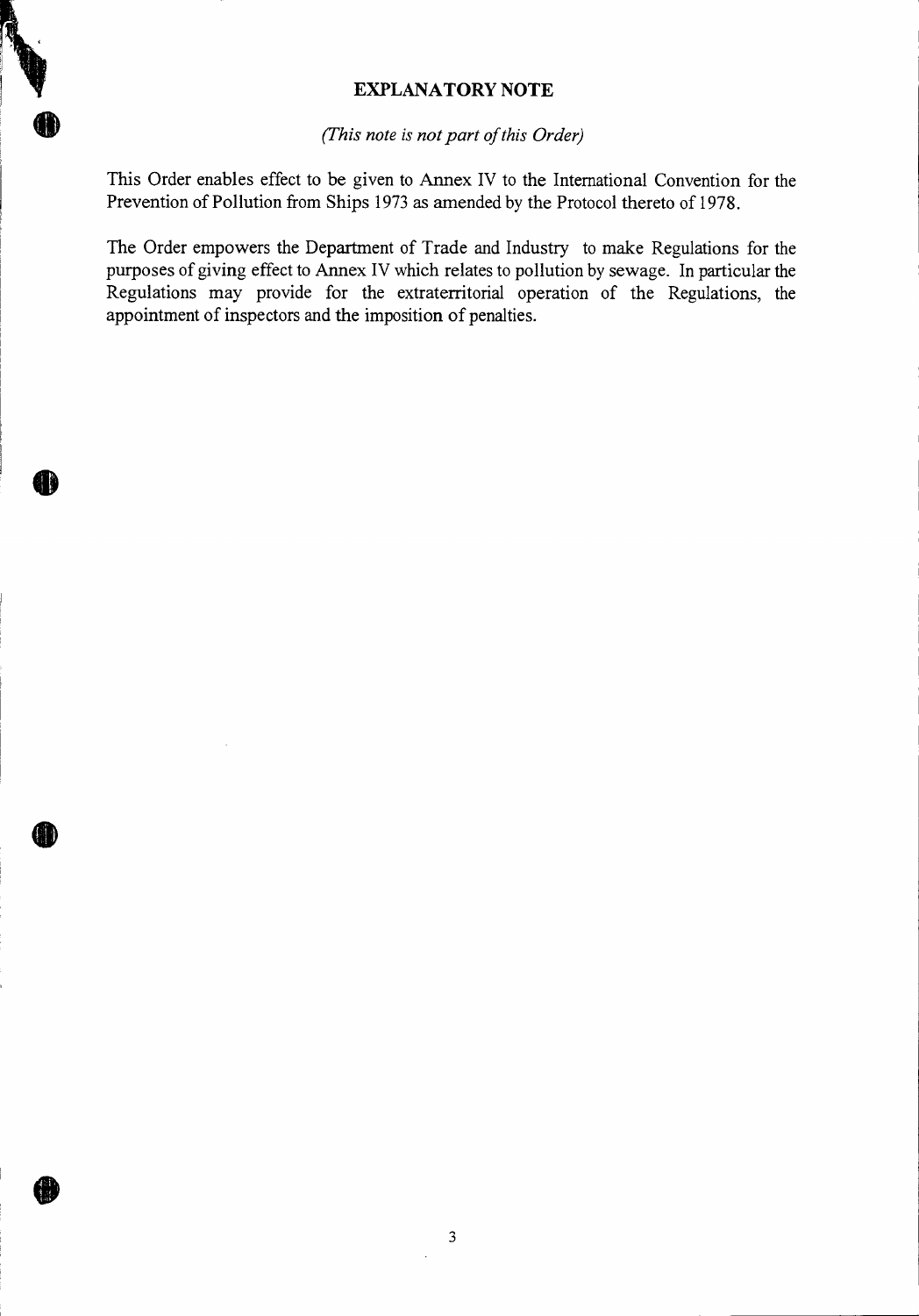## EXPLANATORY NOTE

*(This note is not part of this Order)*

This Order enables effect to be given to Annex IV to the International Convention for the Prevention of Pollution from Ships 1973 as amended by the Protocol thereto of 1978.

The Order empowers the Department of Trade and Industry to make Regulations for the purposes of giving effect to Annex IV which relates to pollution by sewage. In particular the Regulations may provide for the extraterritorial operation of the Regulations, the appointment of inspectors and the imposition of penalties.